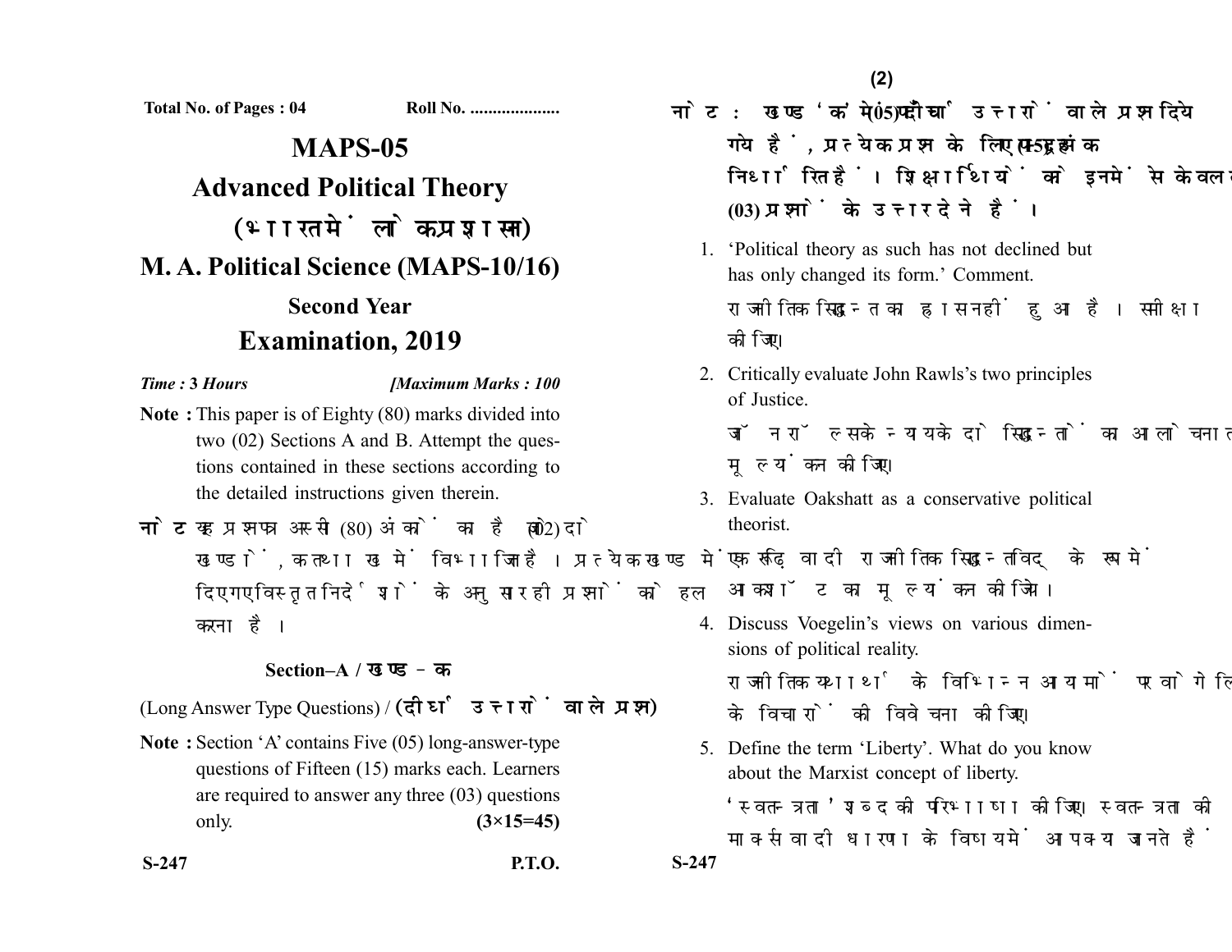Total No. of Pages : 04 Roll No. ....................

# MAPS-05

## Advanced Political Theory

### (भारत में लोक प्रशासन)

## M. A. Political Science (MAPS-10/16)

### Second Year

## Examination, 2019

*Time :* **3** *Hours* *[Maximum Marks : 100*

**Note :** This paper is of Eighty (80) marks divided into two (02) Sections A and B. Attempt the questions contained in these sections according to the detailed instructions given therein.

**नोट :** यह प्रश्नपत्र अस्सी (80) अंकों का है जो दो (02) खण्डों, क तथा ख में विभाजित है। प्रत्येक खण्ड में दिए गए विस्तृत निर्देशों के अनुसार ही प्रश्नों को हल करना है।

### Section–A / खण्ड–क

(Long Answer Type Questions) / **(दीर्घ उत्तरों वाले प्रश्न)**

**Note :** Section 'A' contains Five (05) long-answer-type questions of Fifteen (15) marks each. Learners are required to answer any three (03) questions only. **(3×15=45)**

**नोट :** खण्ड 'क' में पाँच (05) दीर्घ उत्तरों वाले प्रश्न दिये गये हैं, प्रत्येक प्रश्न के लिए पन्द्रह (15) अंक निर्धारित हैं। शिक्षार्थियों को इनमें से केवल तीन (03) प्रश्नों के उत्तर देने हैं।

1. 'Political theory as such has not declined but has only changed its form.' Comment.

   राजनीतिक सिद्धान्त का ह्रास नहीं हुआ है। समीक्षा कीजिए।

2. Critically evaluate John Rawls's two principles of Justice.

   जॉन रॉल्स के न्याय के दो सिद्धान्तों का आलोचनात्मक मूल्यांकन कीजिए।

3. Evaluate Oakshatt as a conservative political theorist.

   एक रूढ़िवादी राजनीतिक सिद्धान्तविद् के रूप में आकशॉट का मूल्यांकन कीजिये।

4. Discuss Voegelin's views on various dimensions of political reality.

   राजनीतिक यथार्थ के विभिन्न आयामों पर वोगेलिन के विचारों की विवेचना कीजिए।

5. Define the term 'Liberty'. What do you know about the Marxist concept of liberty.

   'स्वतन्त्रता' शब्द की परिभाषा कीजिए। स्वतन्त्रता की मार्क्सवादी धारणा के विषय में आप क्या जानते हैं।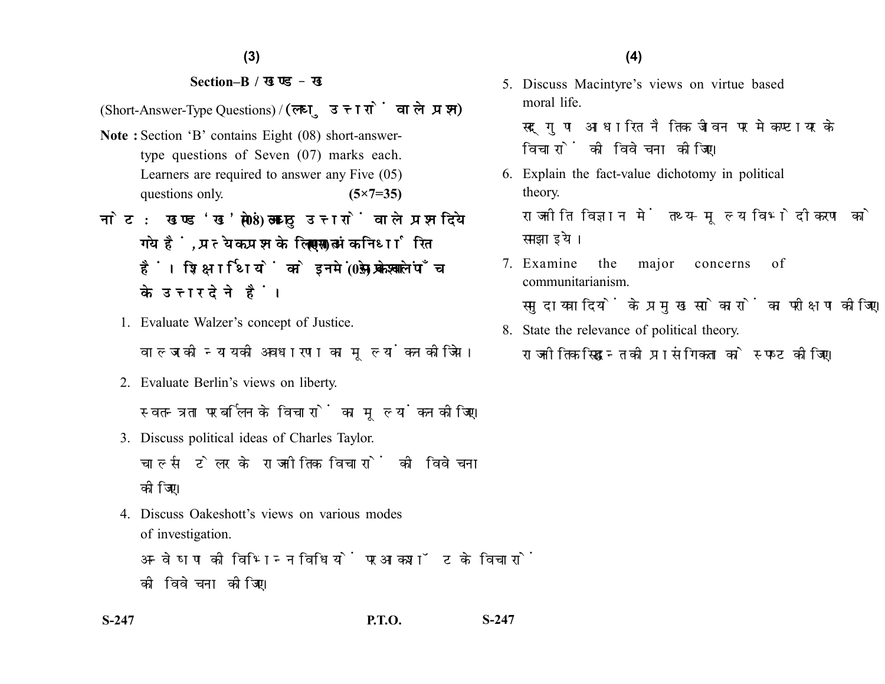## Section–B / खण्ड – ख

(Short-Answer-Type Questions) / (लघु उत्तरों वाले प्रश्न)

**Note :** Section 'B' contains Eight (08) short-answer-type questions of Seven (07) marks each. Learners are required to answer any Five (05) questions only. **(5×7=35)**

**नोट :** खण्ड 'ख' में आठ (08) लघु उत्तरों वाले प्रश्न दिये गये हैं, प्रत्येक प्रश्न के लिए सात (07) अंक निर्धारित हैं। शिक्षार्थियों को इनमें से केवल पाँच (05) प्रश्नों के उत्तर देने हैं।

1. Evaluate Walzer's concept of Justice.

   वाल्जर की न्याय की अवधारणा का मूल्यांकन कीजिये।

2. Evaluate Berlin's views on liberty.

   स्वतन्त्रता पर बर्लिन के विचारों का मूल्यांकन कीजिए।

3. Discuss political ideas of Charles Taylor.

   चार्ल्स टेलर के राजनीतिक विचारों की विवेचना कीजिए।

4. Discuss Oakeshott's views on various modes of investigation.

   अन्वेषण की विभिन्न विधियों पर आकशॉट के विचारों की विवेचना कीजिए।

5. Discuss Macintyre's views on virtue based moral life.

   सद्गुण आधारित नैतिक जीवन पर मेकण्टायर के विचारों की विवेचना कीजिए।

6. Explain the fact-value dichotomy in political theory.

   राजनीति विज्ञान में तथ्य-मूल्य विभेदीकरण को समझाइये।

7. Examine the major concerns of communitarianism.

   समुदायवादियों के प्रमुख सरोकारों का परीक्षण कीजिए।

8. State the relevance of political theory.

   राजनीतिक सिद्धान्त की प्रासंगिकता को स्पष्ट कीजिए।